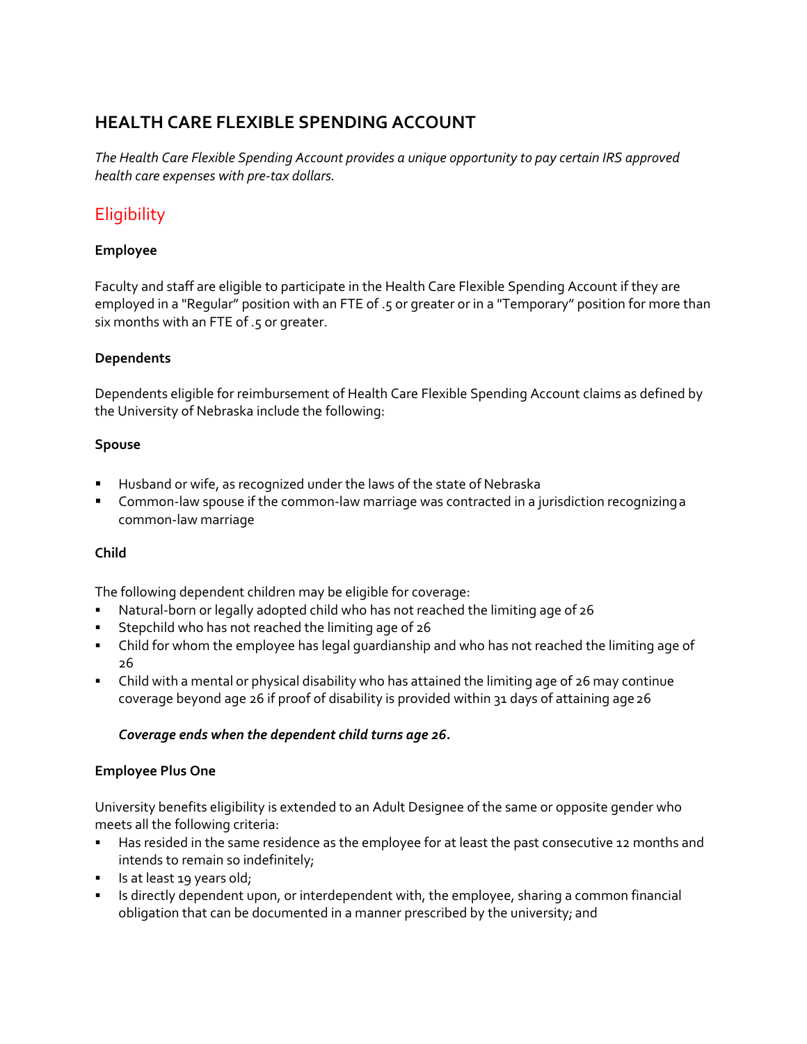# HEALTH CARE FLEXIBLE SPENDING ACCOUNT

*The Health Care Flexible Spending Account provides a unique opportunity to pay certain IRS approved health care expenses with pre-tax dollars.*

## Eligibility

**Employee**

Faculty and staff are eligible to participate in the Health Care Flexible Spending Account if they are employed in a "Regular" position with an FTE of .5 or greater or in a "Temporary" position for more than six months with an FTE of .5 or greater.

**Dependents**

Dependents eligible for reimbursement of Health Care Flexible Spending Account claims as defined by the University of Nebraska include the following:

**Spouse**

- Husband or wife, as recognized under the laws of the state of Nebraska
- Common-law spouse if the common-law marriage was contracted in a jurisdiction recognizing a common-law marriage

**Child**

The following dependent children may be eligible for coverage:
- Natural-born or legally adopted child who has not reached the limiting age of 26
- Stepchild who has not reached the limiting age of 26
- Child for whom the employee has legal guardianship and who has not reached the limiting age of 26
- Child with a mental or physical disability who has attained the limiting age of 26 may continue coverage beyond age 26 if proof of disability is provided within 31 days of attaining age 26

***Coverage ends when the dependent child turns age 26.***

**Employee Plus One**

University benefits eligibility is extended to an Adult Designee of the same or opposite gender who meets all the following criteria:
- Has resided in the same residence as the employee for at least the past consecutive 12 months and intends to remain so indefinitely;
- Is at least 19 years old;
- Is directly dependent upon, or interdependent with, the employee, sharing a common financial obligation that can be documented in a manner prescribed by the university; and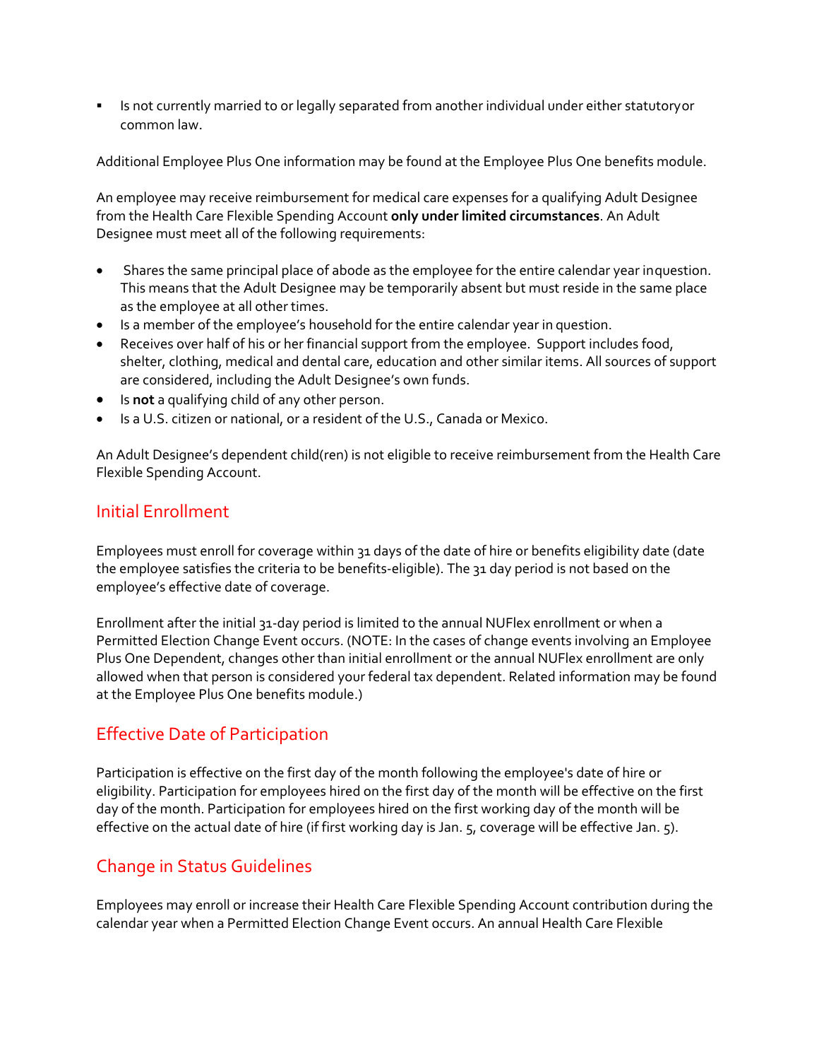- Is not currently married to or legally separated from another individual under either statutory or common law.

Additional Employee Plus One information may be found at the Employee Plus One benefits module.

An employee may receive reimbursement for medical care expenses for a qualifying Adult Designee from the Health Care Flexible Spending Account **only under limited circumstances**. An Adult Designee must meet all of the following requirements:

- Shares the same principal place of abode as the employee for the entire calendar year in question. This means that the Adult Designee may be temporarily absent but must reside in the same place as the employee at all other times.
- Is a member of the employee's household for the entire calendar year in question.
- Receives over half of his or her financial support from the employee. Support includes food, shelter, clothing, medical and dental care, education and other similar items. All sources of support are considered, including the Adult Designee's own funds.
- Is **not** a qualifying child of any other person.
- Is a U.S. citizen or national, or a resident of the U.S., Canada or Mexico.

An Adult Designee's dependent child(ren) is not eligible to receive reimbursement from the Health Care Flexible Spending Account.

## Initial Enrollment

Employees must enroll for coverage within 31 days of the date of hire or benefits eligibility date (date the employee satisfies the criteria to be benefits-eligible). The 31 day period is not based on the employee's effective date of coverage.

Enrollment after the initial 31-day period is limited to the annual NUFlex enrollment or when a Permitted Election Change Event occurs. (NOTE: In the cases of change events involving an Employee Plus One Dependent, changes other than initial enrollment or the annual NUFlex enrollment are only allowed when that person is considered your federal tax dependent. Related information may be found at the Employee Plus One benefits module.)

## Effective Date of Participation

Participation is effective on the first day of the month following the employee's date of hire or eligibility. Participation for employees hired on the first day of the month will be effective on the first day of the month. Participation for employees hired on the first working day of the month will be effective on the actual date of hire (if first working day is Jan. 5, coverage will be effective Jan. 5).

## Change in Status Guidelines

Employees may enroll or increase their Health Care Flexible Spending Account contribution during the calendar year when a Permitted Election Change Event occurs. An annual Health Care Flexible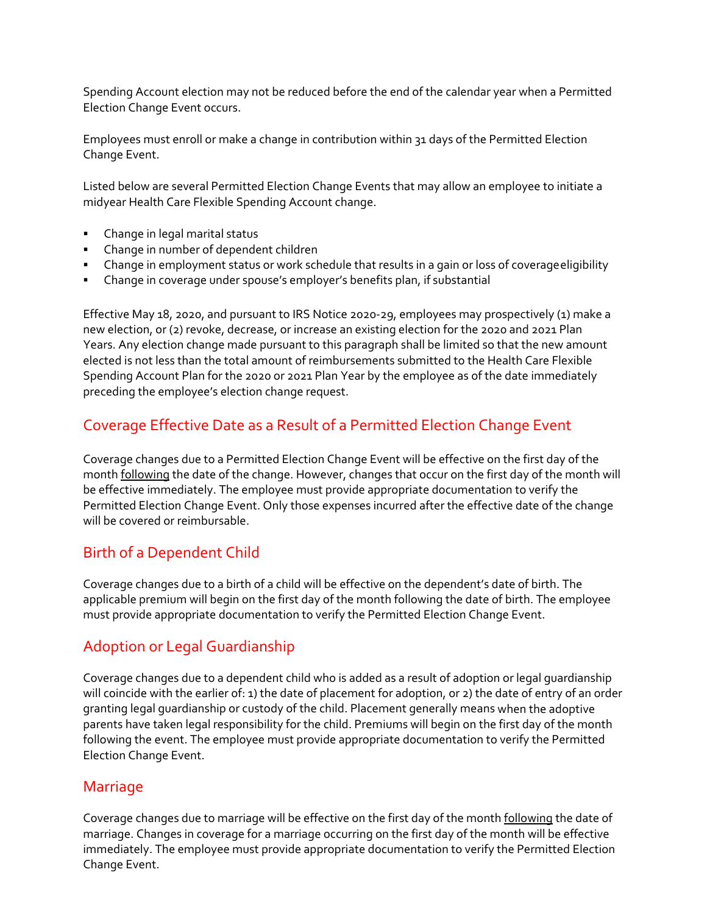Spending Account election may not be reduced before the end of the calendar year when a Permitted Election Change Event occurs.

Employees must enroll or make a change in contribution within 31 days of the Permitted Election Change Event.

Listed below are several Permitted Election Change Events that may allow an employee to initiate a midyear Health Care Flexible Spending Account change.

- Change in legal marital status
- Change in number of dependent children
- Change in employment status or work schedule that results in a gain or loss of coverage eligibility
- Change in coverage under spouse's employer's benefits plan, if substantial

Effective May 18, 2020, and pursuant to IRS Notice 2020-29, employees may prospectively (1) make a new election, or (2) revoke, decrease, or increase an existing election for the 2020 and 2021 Plan Years. Any election change made pursuant to this paragraph shall be limited so that the new amount elected is not less than the total amount of reimbursements submitted to the Health Care Flexible Spending Account Plan for the 2020 or 2021 Plan Year by the employee as of the date immediately preceding the employee's election change request.

## Coverage Effective Date as a Result of a Permitted Election Change Event

Coverage changes due to a Permitted Election Change Event will be effective on the first day of the month following the date of the change. However, changes that occur on the first day of the month will be effective immediately. The employee must provide appropriate documentation to verify the Permitted Election Change Event. Only those expenses incurred after the effective date of the change will be covered or reimbursable.

## Birth of a Dependent Child

Coverage changes due to a birth of a child will be effective on the dependent's date of birth. The applicable premium will begin on the first day of the month following the date of birth. The employee must provide appropriate documentation to verify the Permitted Election Change Event.

## Adoption or Legal Guardianship

Coverage changes due to a dependent child who is added as a result of adoption or legal guardianship will coincide with the earlier of: 1) the date of placement for adoption, or 2) the date of entry of an order granting legal guardianship or custody of the child. Placement generally means when the adoptive parents have taken legal responsibility for the child. Premiums will begin on the first day of the month following the event. The employee must provide appropriate documentation to verify the Permitted Election Change Event.

## Marriage

Coverage changes due to marriage will be effective on the first day of the month following the date of marriage. Changes in coverage for a marriage occurring on the first day of the month will be effective immediately. The employee must provide appropriate documentation to verify the Permitted Election Change Event.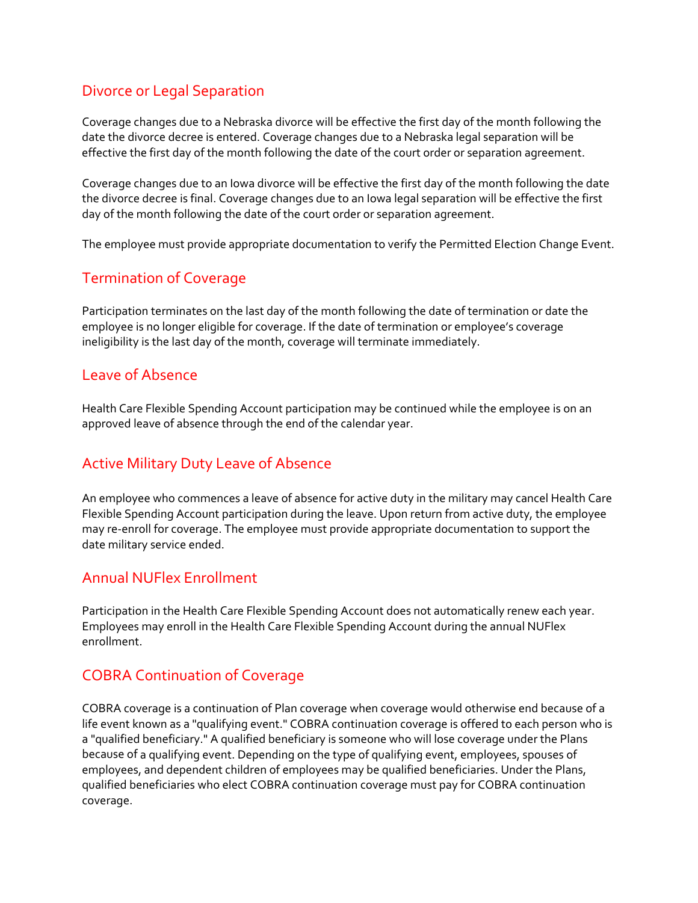## Divorce or Legal Separation

Coverage changes due to a Nebraska divorce will be effective the first day of the month following the date the divorce decree is entered. Coverage changes due to a Nebraska legal separation will be effective the first day of the month following the date of the court order or separation agreement.

Coverage changes due to an Iowa divorce will be effective the first day of the month following the date the divorce decree is final. Coverage changes due to an Iowa legal separation will be effective the first day of the month following the date of the court order or separation agreement.

The employee must provide appropriate documentation to verify the Permitted Election Change Event.

## Termination of Coverage

Participation terminates on the last day of the month following the date of termination or date the employee is no longer eligible for coverage. If the date of termination or employee's coverage ineligibility is the last day of the month, coverage will terminate immediately.

## Leave of Absence

Health Care Flexible Spending Account participation may be continued while the employee is on an approved leave of absence through the end of the calendar year.

## Active Military Duty Leave of Absence

An employee who commences a leave of absence for active duty in the military may cancel Health Care Flexible Spending Account participation during the leave. Upon return from active duty, the employee may re-enroll for coverage. The employee must provide appropriate documentation to support the date military service ended.

## Annual NUFlex Enrollment

Participation in the Health Care Flexible Spending Account does not automatically renew each year. Employees may enroll in the Health Care Flexible Spending Account during the annual NUFlex enrollment.

## COBRA Continuation of Coverage

COBRA coverage is a continuation of Plan coverage when coverage would otherwise end because of a life event known as a "qualifying event." COBRA continuation coverage is offered to each person who is a "qualified beneficiary." A qualified beneficiary is someone who will lose coverage under the Plans because of a qualifying event. Depending on the type of qualifying event, employees, spouses of employees, and dependent children of employees may be qualified beneficiaries. Under the Plans, qualified beneficiaries who elect COBRA continuation coverage must pay for COBRA continuation coverage.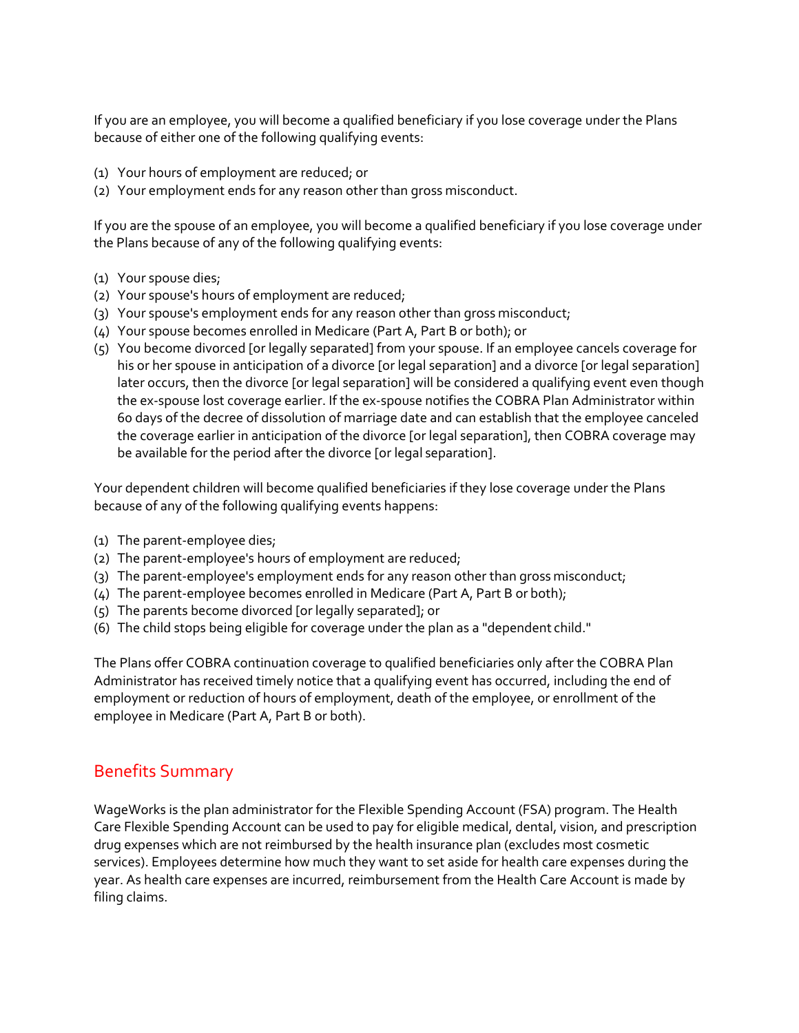If you are an employee, you will become a qualified beneficiary if you lose coverage under the Plans because of either one of the following qualifying events:

(1) Your hours of employment are reduced; or
(2) Your employment ends for any reason other than gross misconduct.

If you are the spouse of an employee, you will become a qualified beneficiary if you lose coverage under the Plans because of any of the following qualifying events:

(1) Your spouse dies;
(2) Your spouse's hours of employment are reduced;
(3) Your spouse's employment ends for any reason other than gross misconduct;
(4) Your spouse becomes enrolled in Medicare (Part A, Part B or both); or
(5) You become divorced [or legally separated] from your spouse. If an employee cancels coverage for his or her spouse in anticipation of a divorce [or legal separation] and a divorce [or legal separation] later occurs, then the divorce [or legal separation] will be considered a qualifying event even though the ex-spouse lost coverage earlier. If the ex-spouse notifies the COBRA Plan Administrator within 60 days of the decree of dissolution of marriage date and can establish that the employee canceled the coverage earlier in anticipation of the divorce [or legal separation], then COBRA coverage may be available for the period after the divorce [or legal separation].

Your dependent children will become qualified beneficiaries if they lose coverage under the Plans because of any of the following qualifying events happens:

(1) The parent-employee dies;
(2) The parent-employee's hours of employment are reduced;
(3) The parent-employee's employment ends for any reason other than gross misconduct;
(4) The parent-employee becomes enrolled in Medicare (Part A, Part B or both);
(5) The parents become divorced [or legally separated]; or
(6) The child stops being eligible for coverage under the plan as a "dependent child."

The Plans offer COBRA continuation coverage to qualified beneficiaries only after the COBRA Plan Administrator has received timely notice that a qualifying event has occurred, including the end of employment or reduction of hours of employment, death of the employee, or enrollment of the employee in Medicare (Part A, Part B or both).

## Benefits Summary

WageWorks is the plan administrator for the Flexible Spending Account (FSA) program. The Health Care Flexible Spending Account can be used to pay for eligible medical, dental, vision, and prescription drug expenses which are not reimbursed by the health insurance plan (excludes most cosmetic services). Employees determine how much they want to set aside for health care expenses during the year. As health care expenses are incurred, reimbursement from the Health Care Account is made by filing claims.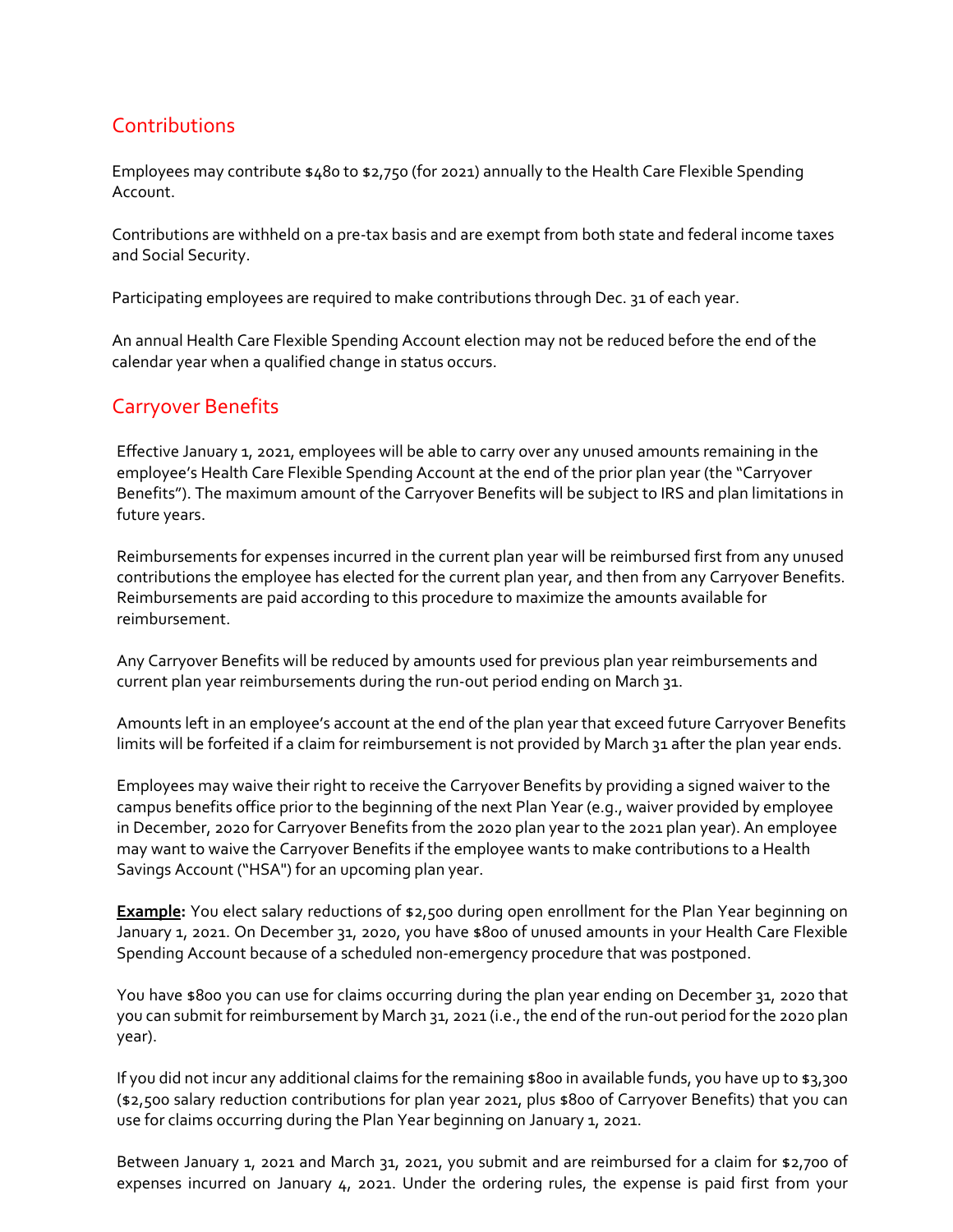## Contributions

Employees may contribute $480 to $2,750 (for 2021) annually to the Health Care Flexible Spending Account.

Contributions are withheld on a pre-tax basis and are exempt from both state and federal income taxes and Social Security.

Participating employees are required to make contributions through Dec. 31 of each year.

An annual Health Care Flexible Spending Account election may not be reduced before the end of the calendar year when a qualified change in status occurs.

## Carryover Benefits

Effective January 1, 2021, employees will be able to carry over any unused amounts remaining in the employee's Health Care Flexible Spending Account at the end of the prior plan year (the "Carryover Benefits"). The maximum amount of the Carryover Benefits will be subject to IRS and plan limitations in future years.

Reimbursements for expenses incurred in the current plan year will be reimbursed first from any unused contributions the employee has elected for the current plan year, and then from any Carryover Benefits. Reimbursements are paid according to this procedure to maximize the amounts available for reimbursement.

Any Carryover Benefits will be reduced by amounts used for previous plan year reimbursements and current plan year reimbursements during the run-out period ending on March 31.

Amounts left in an employee's account at the end of the plan year that exceed future Carryover Benefits limits will be forfeited if a claim for reimbursement is not provided by March 31 after the plan year ends.

Employees may waive their right to receive the Carryover Benefits by providing a signed waiver to the campus benefits office prior to the beginning of the next Plan Year (e.g., waiver provided by employee in December, 2020 for Carryover Benefits from the 2020 plan year to the 2021 plan year). An employee may want to waive the Carryover Benefits if the employee wants to make contributions to a Health Savings Account ("HSA") for an upcoming plan year.

**Example:** You elect salary reductions of $2,500 during open enrollment for the Plan Year beginning on January 1, 2021. On December 31, 2020, you have $800 of unused amounts in your Health Care Flexible Spending Account because of a scheduled non-emergency procedure that was postponed.

You have $800 you can use for claims occurring during the plan year ending on December 31, 2020 that you can submit for reimbursement by March 31, 2021 (i.e., the end of the run-out period for the 2020 plan year).

If you did not incur any additional claims for the remaining $800 in available funds, you have up to $3,300 ($2,500 salary reduction contributions for plan year 2021, plus $800 of Carryover Benefits) that you can use for claims occurring during the Plan Year beginning on January 1, 2021.

Between January 1, 2021 and March 31, 2021, you submit and are reimbursed for a claim for $2,700 of expenses incurred on January 4, 2021. Under the ordering rules, the expense is paid first from your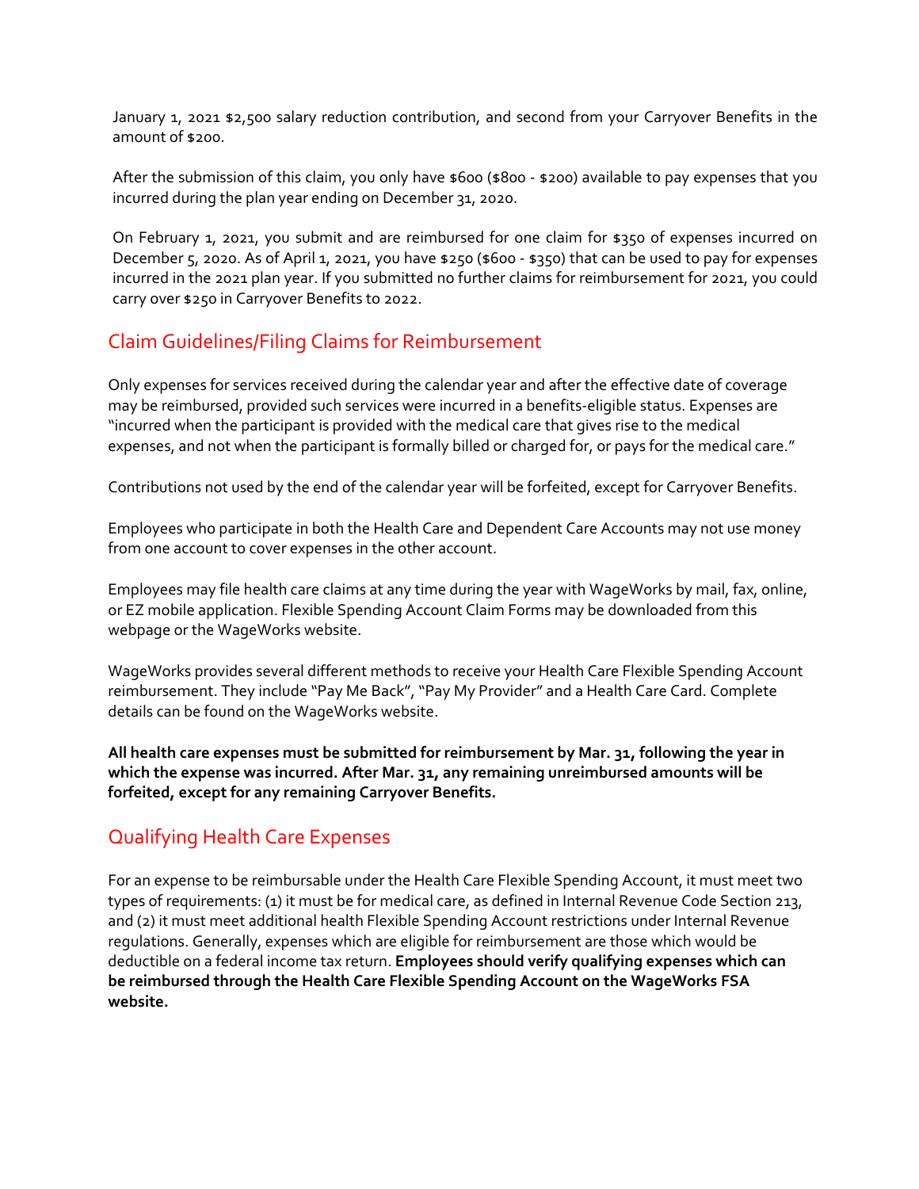January 1, 2021 $2,500 salary reduction contribution, and second from your Carryover Benefits in the amount of $200.

After the submission of this claim, you only have $600 ($800 - $200) available to pay expenses that you incurred during the plan year ending on December 31, 2020.

On February 1, 2021, you submit and are reimbursed for one claim for $350 of expenses incurred on December 5, 2020. As of April 1, 2021, you have $250 ($600 - $350) that can be used to pay for expenses incurred in the 2021 plan year. If you submitted no further claims for reimbursement for 2021, you could carry over $250 in Carryover Benefits to 2022.

## Claim Guidelines/Filing Claims for Reimbursement

Only expenses for services received during the calendar year and after the effective date of coverage may be reimbursed, provided such services were incurred in a benefits-eligible status. Expenses are "incurred when the participant is provided with the medical care that gives rise to the medical expenses, and not when the participant is formally billed or charged for, or pays for the medical care."

Contributions not used by the end of the calendar year will be forfeited, except for Carryover Benefits.

Employees who participate in both the Health Care and Dependent Care Accounts may not use money from one account to cover expenses in the other account.

Employees may file health care claims at any time during the year with WageWorks by mail, fax, online, or EZ mobile application. Flexible Spending Account Claim Forms may be downloaded from this webpage or the WageWorks website.

WageWorks provides several different methods to receive your Health Care Flexible Spending Account reimbursement. They include "Pay Me Back", "Pay My Provider" and a Health Care Card. Complete details can be found on the WageWorks website.

**All health care expenses must be submitted for reimbursement by Mar. 31, following the year in which the expense was incurred. After Mar. 31, any remaining unreimbursed amounts will be forfeited, except for any remaining Carryover Benefits.**

## Qualifying Health Care Expenses

For an expense to be reimbursable under the Health Care Flexible Spending Account, it must meet two types of requirements: (1) it must be for medical care, as defined in Internal Revenue Code Section 213, and (2) it must meet additional health Flexible Spending Account restrictions under Internal Revenue regulations. Generally, expenses which are eligible for reimbursement are those which would be deductible on a federal income tax return. **Employees should verify qualifying expenses which can be reimbursed through the Health Care Flexible Spending Account on the WageWorks FSA website.**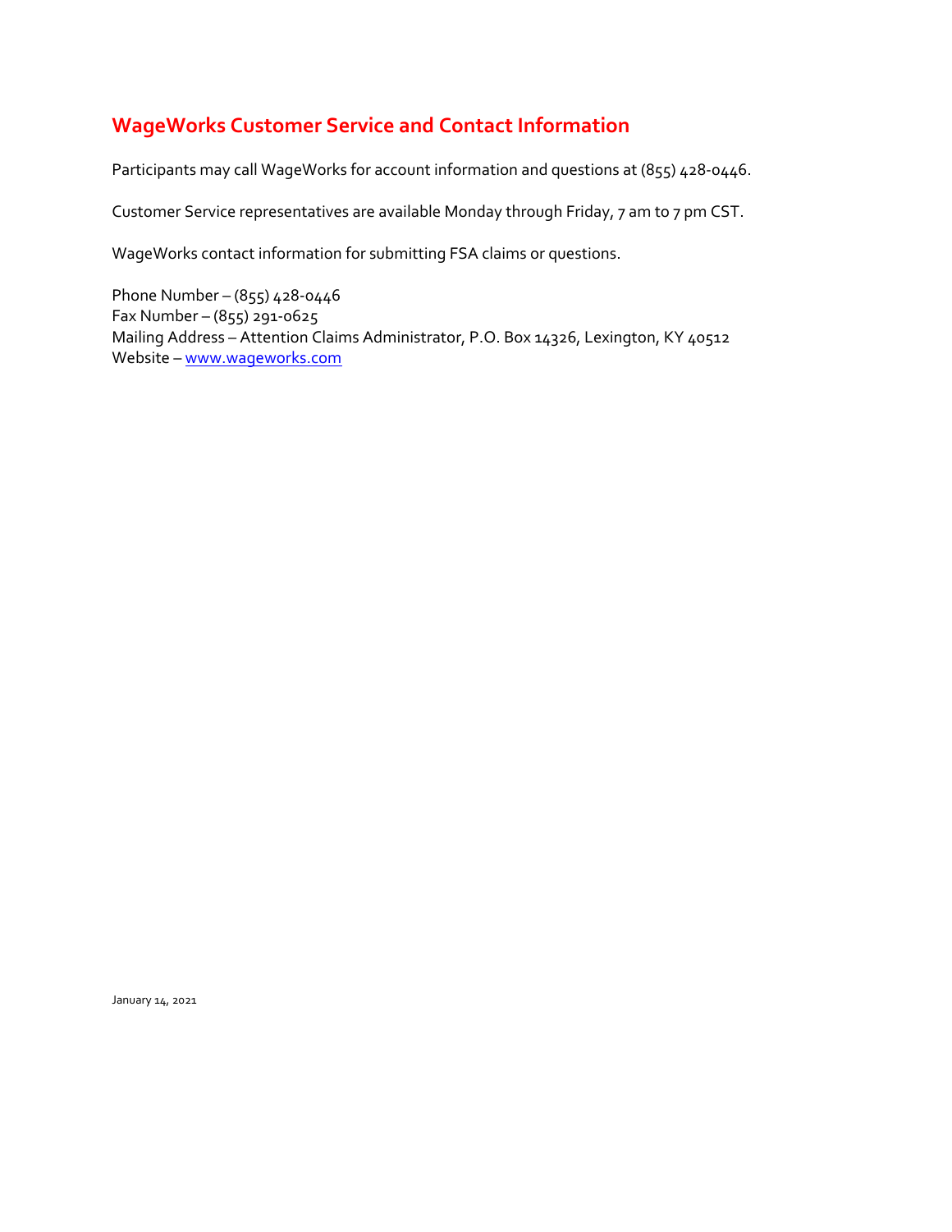## WageWorks Customer Service and Contact Information

Participants may call WageWorks for account information and questions at (855) 428-0446.

Customer Service representatives are available Monday through Friday, 7 am to 7 pm CST.

WageWorks contact information for submitting FSA claims or questions.

Phone Number – (855) 428-0446
Fax Number – (855) 291-0625
Mailing Address – Attention Claims Administrator, P.O. Box 14326, Lexington, KY 40512
Website – www.wageworks.com

January 14, 2021